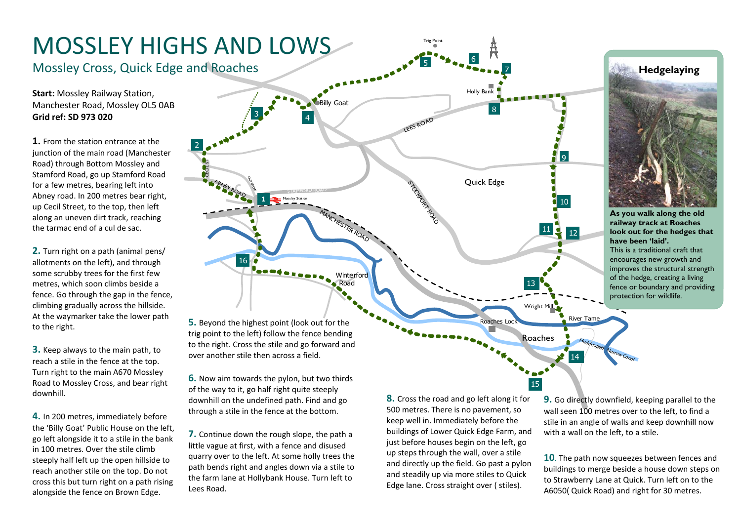# MOSSLEY HIGHS AND LOWS

## Mossley Cross, Quick Edge and Roaches

**Start:** Mossley Railway Station, Manchester Road, Mossley OL5 0AB
**Grid ref: SD 973 020**

**1.** From the station entrance at the junction of the main road (Manchester Road) through Bottom Mossley and Stamford Road, go up Stamford Road for a few metres, bearing left into Abney road. In 200 metres bear right, up Cecil Street, to the top, then left along an uneven dirt track, reaching the tarmac end of a cul de sac.

**2.** Turn right on a path (animal pens/ allotments on the left), and through some scrubby trees for the first few metres, which soon climbs beside a fence. Go through the gap in the fence, climbing gradually across the hillside. At the waymarker take the lower path to the right.

**3.** Keep always to the main path, to reach a stile in the fence at the top. Turn right to the main A670 Mossley Road to Mossley Cross, and bear right downhill.

**4.** In 200 metres, immediately before the 'Billy Goat' Public House on the left, go left alongside it to a stile in the bank in 100 metres. Over the stile climb steeply half left up the open hillside to reach another stile on the top. Do not cross this but turn right on a path rising alongside the fence on Brown Edge.

**5.** Beyond the highest point (look out for the trig point to the left) follow the fence bending to the right. Cross the stile and go forward and over another stile then across a field.

**6.** Now aim towards the pylon, but two thirds of the way to it, go half right quite steeply downhill on the undefined path. Find and go through a stile in the fence at the bottom.

**7.** Continue down the rough slope, the path a little vague at first, with a fence and disused quarry over to the left. At some holly trees the path bends right and angles down via a stile to the farm lane at Hollybank House. Turn left to Lees Road.

**8.** Cross the road and go left along it for 500 metres. There is no pavement, so keep well in. Immediately before the buildings of Lower Quick Edge Farm, and just before houses begin on the left, go up steps through the wall, over a stile and directly up the field. Go past a pylon and steadily up via more stiles to Quick Edge lane. Cross straight over ( stiles).

**9.** Go directly downfield, keeping parallel to the wall seen 100 metres over to the left, to find a stile in an angle of walls and keep downhill now with a wall on the left, to a stile.

**10**. The path now squeezes between fences and buildings to merge beside a house down steps on to Strawberry Lane at Quick. Turn left on to the A6050( Quick Road) and right for 30 metres.

Trig Point
Holly Bank
Billy Goat
LEES ROAD
CECIL ST
ABNEY ROAD
OLD BROW
STAMFORD ROAD
Mossley Station
MANCHESTER ROAD
STOCKPORT ROAD
Quick Edge
Winterford Road
Wright Mill
Roaches Lock
River Tame
Roaches
Huddersfield Narrow Canal
1 2 3 4 5 6 7 8 9 10 11 12 13 14 15 16

### Hedgelaying

**As you walk along the old railway track at Roaches look out for the hedges that have been 'laid'.**
This is a traditional craft that encourages new growth and improves the structural strength of the hedge, creating a living fence or boundary and providing protection for wildlife.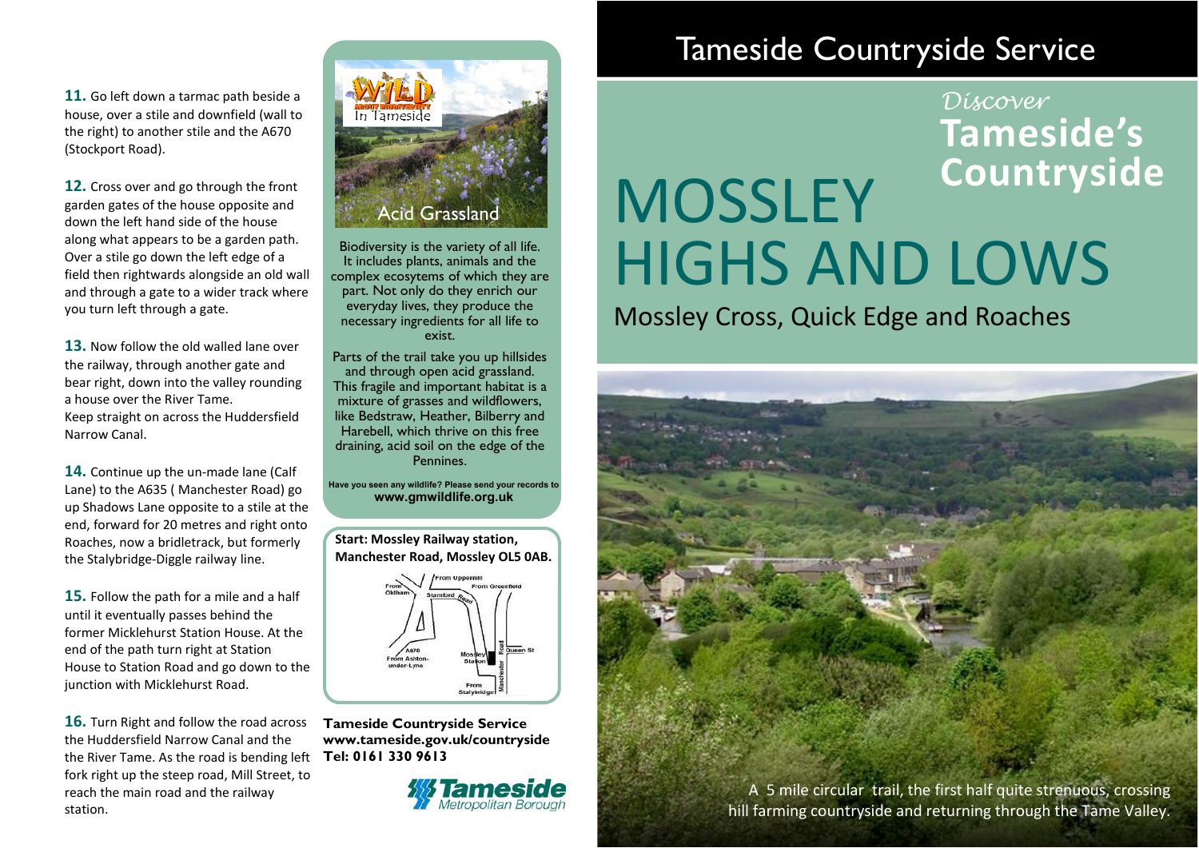**11.** Go left down a tarmac path beside a house, over a stile and downfield (wall to the right) to another stile and the A670 (Stockport Road).

**12.** Cross over and go through the front garden gates of the house opposite and down the left hand side of the house along what appears to be a garden path. Over a stile go down the left edge of a field then rightwards alongside an old wall and through a gate to a wider track where you turn left through a gate.

**13.** Now follow the old walled lane over the railway, through another gate and bear right, down into the valley rounding a house over the River Tame.
Keep straight on across the Huddersfield Narrow Canal.

**14.** Continue up the un-made lane (Calf Lane) to the A635 ( Manchester Road) go up Shadows Lane opposite to a stile at the end, forward for 20 metres and right onto Roaches, now a bridletrack, but formerly the Stalybridge-Diggle railway line.

**15.** Follow the path for a mile and a half until it eventually passes behind the former Micklehurst Station House. At the end of the path turn right at Station House to Station Road and go down to the junction with Micklehurst Road.

**16.** Turn Right and follow the road across the Huddersfield Narrow Canal and the the River Tame. As the road is bending left fork right up the steep road, Mill Street, to reach the main road and the railway station.

WILD ABOUT BIODIVERSITY In Tameside

Acid Grassland

Biodiversity is the variety of all life. It includes plants, animals and the complex ecosytems of which they are part. Not only do they enrich our everyday lives, they produce the necessary ingredients for all life to exist.

Parts of the trail take you up hillsides and through open grassland. This fragile and important habitat is a mixture of grasses and wildflowers, like Bedstraw, Heather, Bilberry and Harebell, which thrive on this free draining, acid soil on the edge of the Pennines.

**Have you seen any wildlife? Please send your records to www.gmwildlife.org.uk**

**Start: Mossley Railway station, Manchester Road, Mossley OL5 0AB.**

From Oldham
From Uppermill
From Greenfield
Stamford Road
A670
From Ashton-under-Lyne
Mossley Station
Manchester Road
Queen St
From Stalybridge

**Tameside Countryside Service**
**www.tameside.gov.uk/countryside**
**Tel: 0161 330 9613**

Tameside Metropolitan Borough

# Tameside Countryside Service

*Discover*
**Tameside's Countryside**

# MOSSLEY HIGHS AND LOWS

## Mossley Cross, Quick Edge and Roaches

A 5 mile circular trail, the first half quite strenuous, crossing hill farming countryside and returning through the Tame Valley.